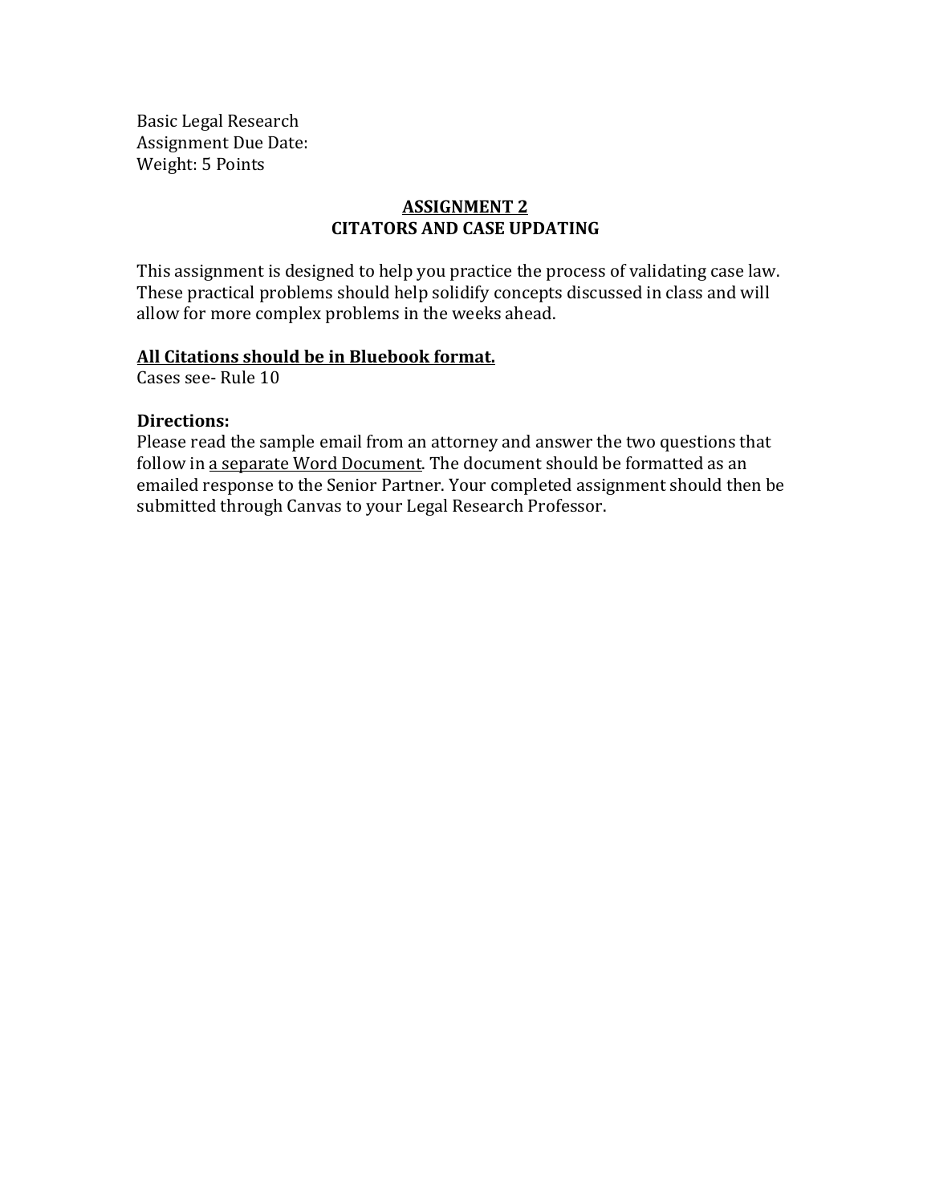Basic Legal Research
Assignment Due Date:
Weight: 5 Points

## <u>ASSIGNMENT 2</u>
## CITATORS AND CASE UPDATING

This assignment is designed to help you practice the process of validating case law. These practical problems should help solidify concepts discussed in class and will allow for more complex problems in the weeks ahead.

**<u>All Citations should be in Bluebook format.</u>**
Cases see- Rule 10

**Directions:**
Please read the sample email from an attorney and answer the two questions that follow in <u>a separate Word Document</u>. The document should be formatted as an emailed response to the Senior Partner. Your completed assignment should then be submitted through Canvas to your Legal Research Professor.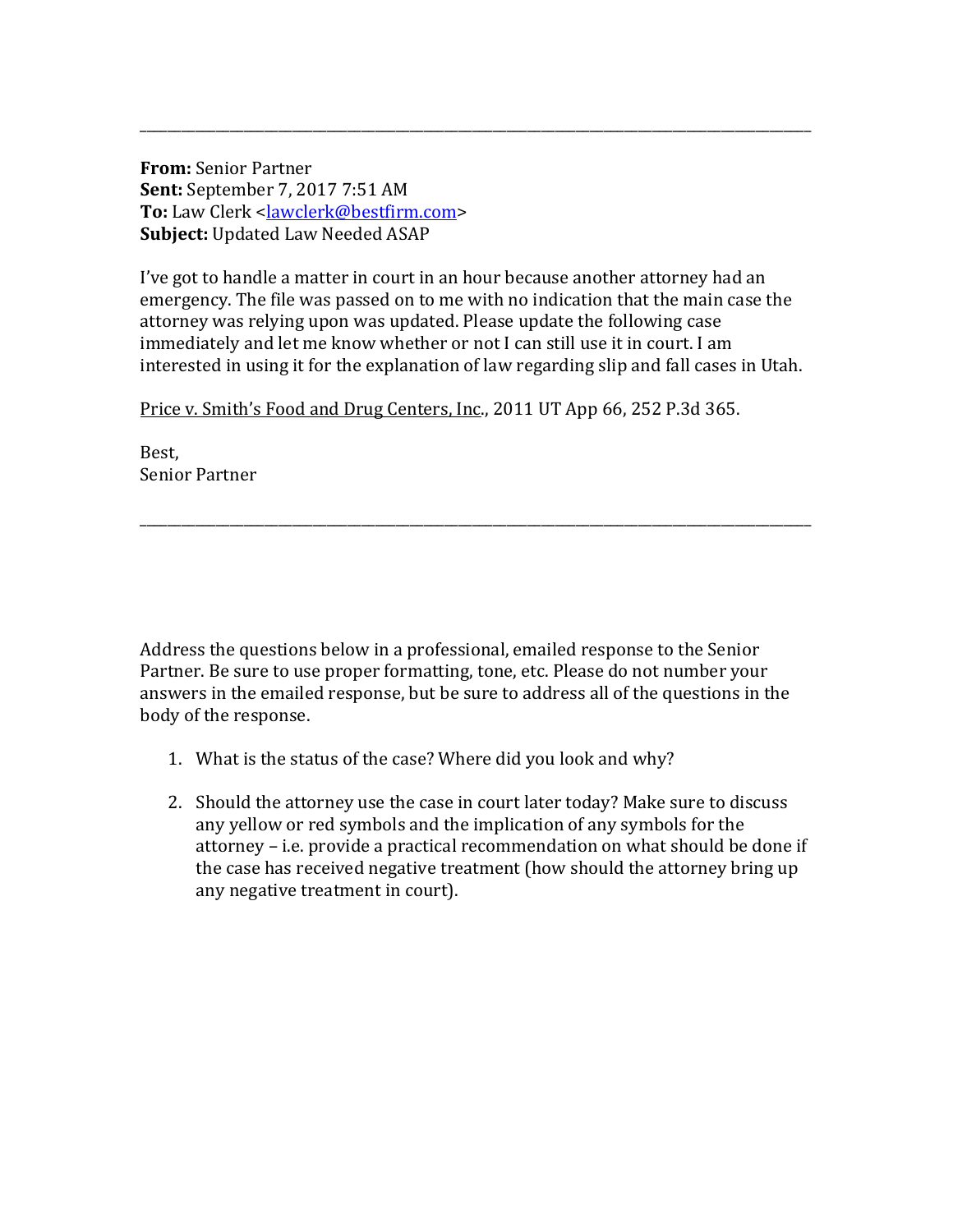---

**From:** Senior Partner
**Sent:** September 7, 2017 7:51 AM
**To:** Law Clerk <lawclerk@bestfirm.com>
**Subject:** Updated Law Needed ASAP

I've got to handle a matter in court in an hour because another attorney had an emergency. The file was passed on to me with no indication that the main case the attorney was relying upon was updated. Please update the following case immediately and let me know whether or not I can still use it in court. I am interested in using it for the explanation of law regarding slip and fall cases in Utah.

Price v. Smith's Food and Drug Centers, Inc., 2011 UT App 66, 252 P.3d 365.

Best,
Senior Partner

---

Address the questions below in a professional, emailed response to the Senior Partner. Be sure to use proper formatting, tone, etc. Please do not number your answers in the emailed response, but be sure to address all of the questions in the body of the response.

1. What is the status of the case? Where did you look and why?

2. Should the attorney use the case in court later today? Make sure to discuss any yellow or red symbols and the implication of any symbols for the attorney – i.e. provide a practical recommendation on what should be done if the case has received negative treatment (how should the attorney bring up any negative treatment in court).